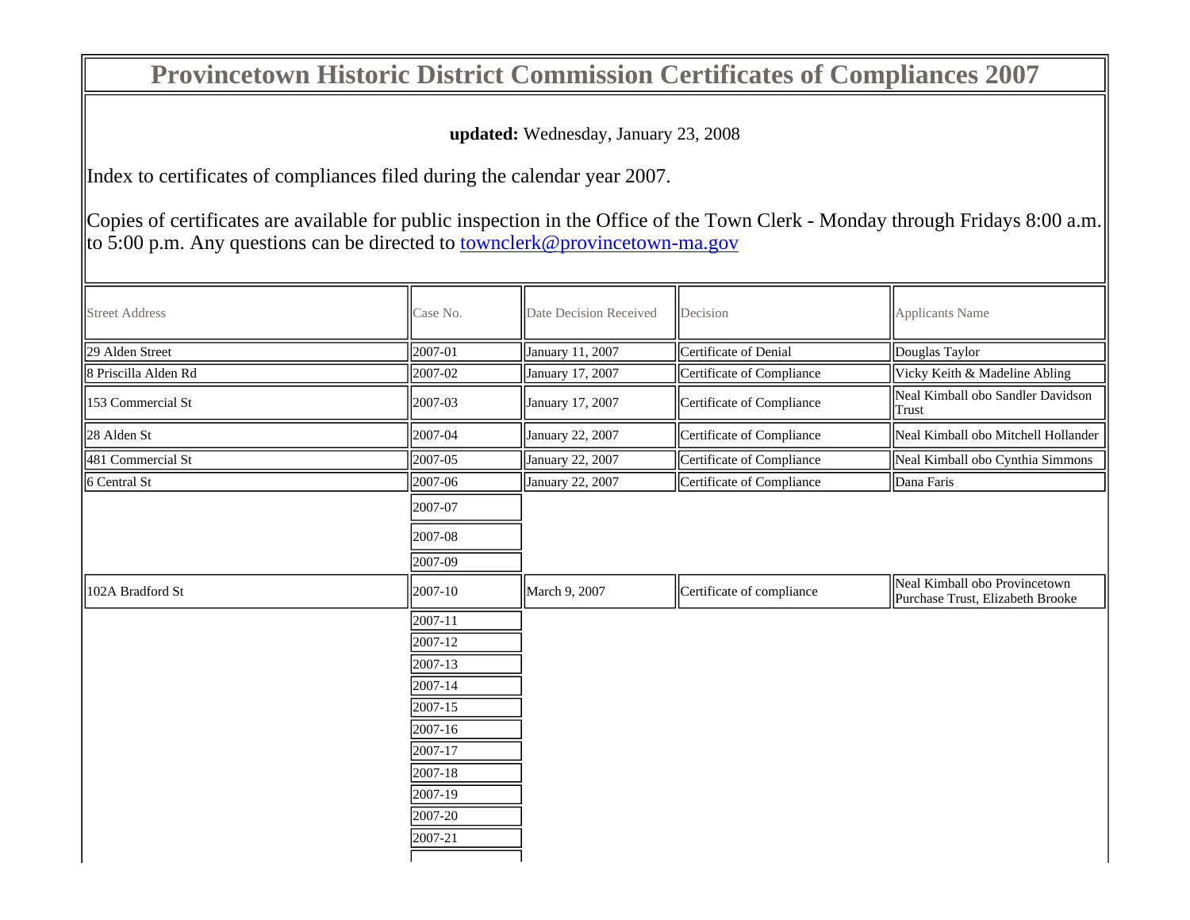# Provincetown Historic District Commission Certificates of Compliances 2007

**updated:** Wednesday, January 23, 2008

Index to certificates of compliances filed during the calendar year 2007.

Copies of certificates are available for public inspection in the Office of the Town Clerk - Monday through Fridays 8:00 a.m. to 5:00 p.m. Any questions can be directed to townclerk@provincetown-ma.gov

| Street Address | Case No. | Date Decision Received | Decision | Applicants Name |
|---|---|---|---|---|
| 29 Alden Street | 2007-01 | January 11, 2007 | Certificate of Denial | Douglas Taylor |
| 8 Priscilla Alden Rd | 2007-02 | January 17, 2007 | Certificate of Compliance | Vicky Keith & Madeline Abling |
| 153 Commercial St | 2007-03 | January 17, 2007 | Certificate of Compliance | Neal Kimball obo Sandler Davidson Trust |
| 28 Alden St | 2007-04 | January 22, 2007 | Certificate of Compliance | Neal Kimball obo Mitchell Hollander |
| 481 Commercial St | 2007-05 | January 22, 2007 | Certificate of Compliance | Neal Kimball obo Cynthia Simmons |
| 6 Central St | 2007-06 | January 22, 2007 | Certificate of Compliance | Dana Faris |
| | 2007-07 | | | |
| | 2007-08 | | | |
| | 2007-09 | | | |
| 102A Bradford St | 2007-10 | March 9, 2007 | Certificate of compliance | Neal Kimball obo Provincetown Purchase Trust, Elizabeth Brooke |
| | 2007-11 | | | |
| | 2007-12 | | | |
| | 2007-13 | | | |
| | 2007-14 | | | |
| | 2007-15 | | | |
| | 2007-16 | | | |
| | 2007-17 | | | |
| | 2007-18 | | | |
| | 2007-19 | | | |
| | 2007-20 | | | |
| | 2007-21 | | | |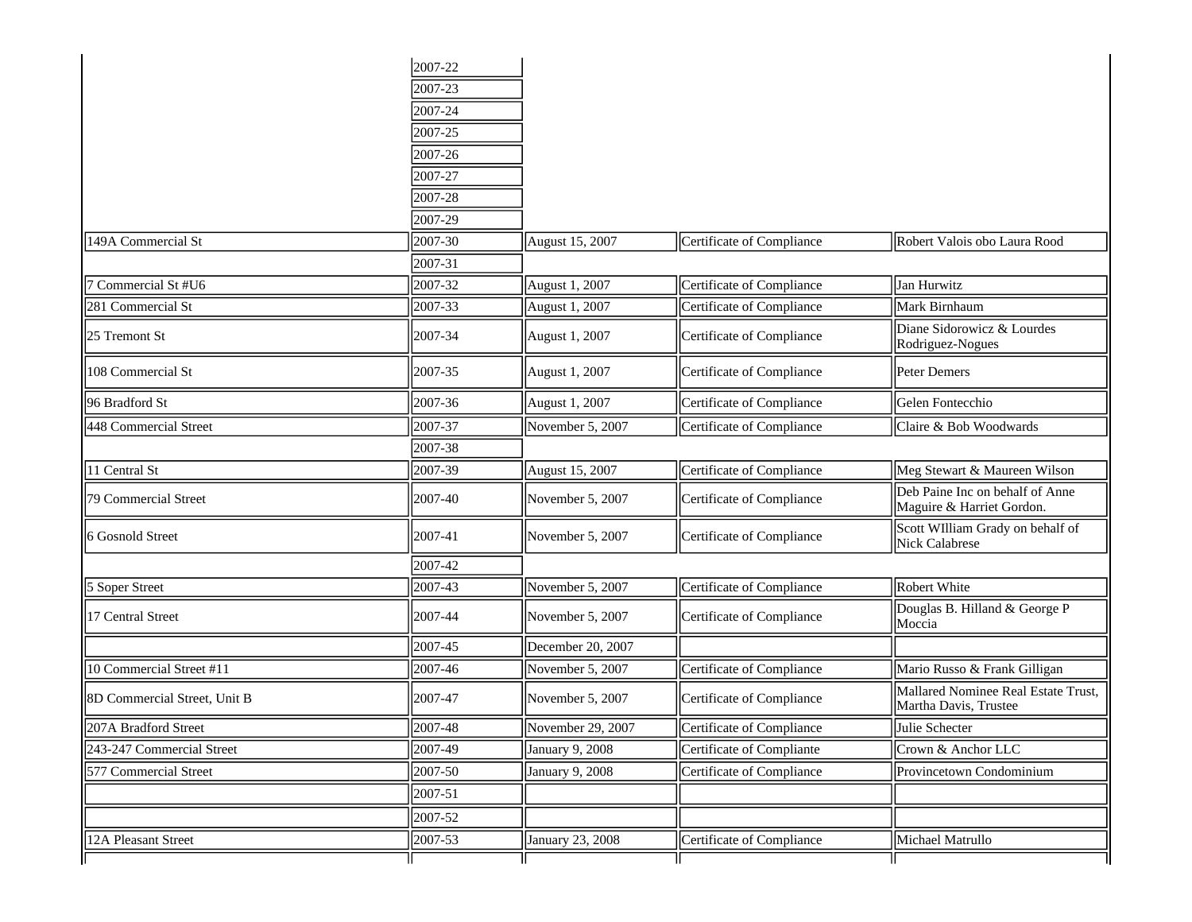| | | | | |
|---|---|---|---|---|
| | 2007-22 | | | |
| | 2007-23 | | | |
| | 2007-24 | | | |
| | 2007-25 | | | |
| | 2007-26 | | | |
| | 2007-27 | | | |
| | 2007-28 | | | |
| | 2007-29 | | | |
| 149A Commercial St | 2007-30 | August 15, 2007 | Certificate of Compliance | Robert Valois obo Laura Rood |
| | 2007-31 | | | |
| 7 Commercial St #U6 | 2007-32 | August 1, 2007 | Certificate of Compliance | Jan Hurwitz |
| 281 Commercial St | 2007-33 | August 1, 2007 | Certificate of Compliance | Mark Birnhaum |
| 25 Tremont St | 2007-34 | August 1, 2007 | Certificate of Compliance | Diane Sidorowicz & Lourdes Rodriguez-Nogues |
| 108 Commercial St | 2007-35 | August 1, 2007 | Certificate of Compliance | Peter Demers |
| 96 Bradford St | 2007-36 | August 1, 2007 | Certificate of Compliance | Gelen Fontecchio |
| 448 Commercial Street | 2007-37 | November 5, 2007 | Certificate of Compliance | Claire & Bob Woodwards |
| | 2007-38 | | | |
| 11 Central St | 2007-39 | August 15, 2007 | Certificate of Compliance | Meg Stewart & Maureen Wilson |
| 79 Commercial Street | 2007-40 | November 5, 2007 | Certificate of Compliance | Deb Paine Inc on behalf of Anne Maguire & Harriet Gordon. |
| 6 Gosnold Street | 2007-41 | November 5, 2007 | Certificate of Compliance | Scott WIlliam Grady on behalf of Nick Calabrese |
| | 2007-42 | | | |
| 5 Soper Street | 2007-43 | November 5, 2007 | Certificate of Compliance | Robert White |
| 17 Central Street | 2007-44 | November 5, 2007 | Certificate of Compliance | Douglas B. Hilland & George P Moccia |
| | 2007-45 | December 20, 2007 | | |
| 10 Commercial Street #11 | 2007-46 | November 5, 2007 | Certificate of Compliance | Mario Russo & Frank Gilligan |
| 8D Commercial Street, Unit B | 2007-47 | November 5, 2007 | Certificate of Compliance | Mallared Nominee Real Estate Trust, Martha Davis, Trustee |
| 207A Bradford Street | 2007-48 | November 29, 2007 | Certificate of Compliance | Julie Schecter |
| 243-247 Commercial Street | 2007-49 | January 9, 2008 | Certificate of Compliante | Crown & Anchor LLC |
| 577 Commercial Street | 2007-50 | January 9, 2008 | Certificate of Compliance | Provincetown Condominium |
| | 2007-51 | | | |
| | 2007-52 | | | |
| 12A Pleasant Street | 2007-53 | January 23, 2008 | Certificate of Compliance | Michael Matrullo |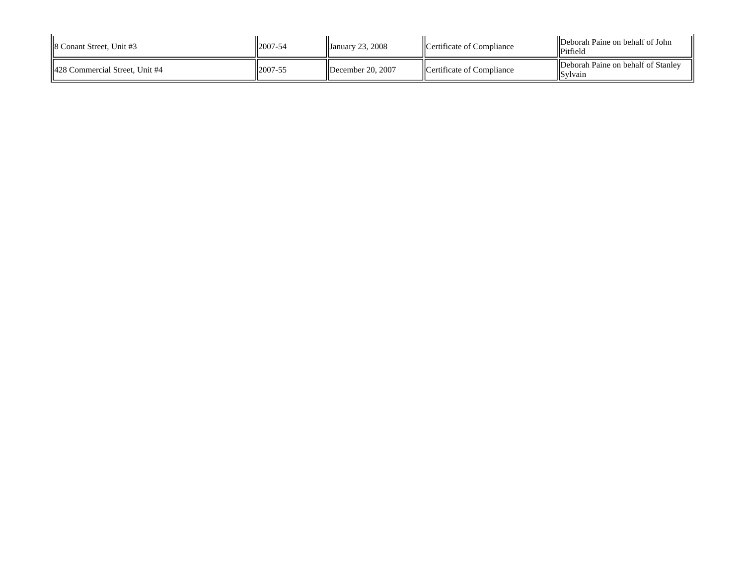| | | | | |
|---|---|---|---|---|
| 8 Conant Street, Unit #3 | 2007-54 | January 23, 2008 | Certificate of Compliance | Deborah Paine on behalf of John Pitfield |
| 428 Commercial Street, Unit #4 | 2007-55 | December 20, 2007 | Certificate of Compliance | Deborah Paine on behalf of Stanley Sylvain |